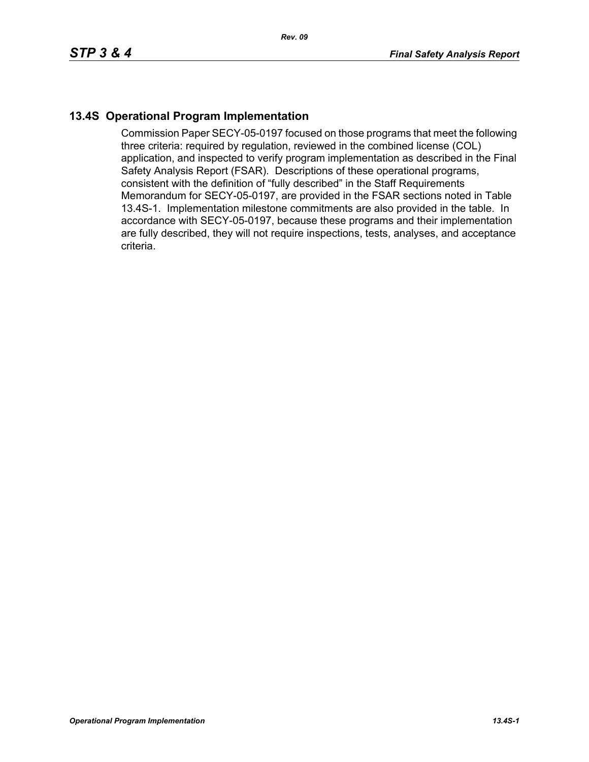## 13.4S Operational Program Implementation

Commission Paper SECY-05-0197 focused on those programs that meet the following three criteria: required by regulation, reviewed in the combined license (COL) application, and inspected to verify program implementation as described in the Final Safety Analysis Report (FSAR). Descriptions of these operational programs, consistent with the definition of "fully described" in the Staff Requirements Memorandum for SECY-05-0197, are provided in the FSAR sections noted in Table 13.4S-1. Implementation milestone commitments are also provided in the table. In accordance with SECY-05-0197, because these programs and their implementation are fully described, they will not require inspections, tests, analyses, and acceptance criteria.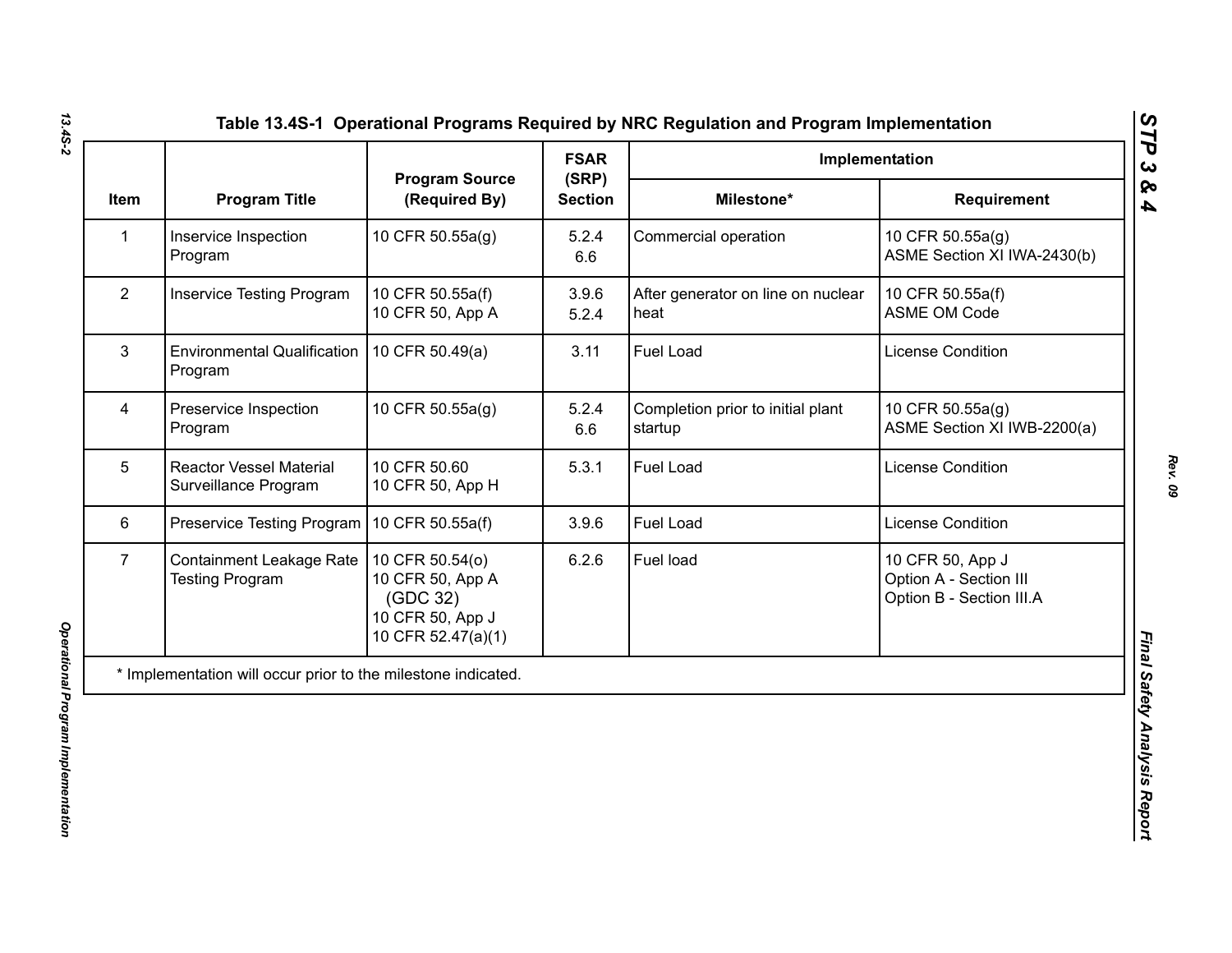**Table 13.4S-1 Operational Programs Required by NRC Regulation and Program Implementation**

| Item | Program Title | Program Source (Required By) | FSAR (SRP) Section | Implementation | |
|---|---|---|---|---|---|
| | | | | Milestone* | Requirement |
| 1 | Inservice Inspection Program | 10 CFR 50.55a(g) | 5.2.4<br>6.6 | Commercial operation | 10 CFR 50.55a(g)<br>ASME Section XI IWA-2430(b) |
| 2 | Inservice Testing Program | 10 CFR 50.55a(f)<br>10 CFR 50, App A | 3.9.6<br>5.2.4 | After generator on line on nuclear heat | 10 CFR 50.55a(f)<br>ASME OM Code |
| 3 | Environmental Qualification Program | 10 CFR 50.49(a) | 3.11 | Fuel Load | License Condition |
| 4 | Preservice Inspection Program | 10 CFR 50.55a(g) | 5.2.4<br>6.6 | Completion prior to initial plant startup | 10 CFR 50.55a(g)<br>ASME Section XI IWB-2200(a) |
| 5 | Reactor Vessel Material Surveillance Program | 10 CFR 50.60<br>10 CFR 50, App H | 5.3.1 | Fuel Load | License Condition |
| 6 | Preservice Testing Program | 10 CFR 50.55a(f) | 3.9.6 | Fuel Load | License Condition |
| 7 | Containment Leakage Rate Testing Program | 10 CFR 50.54(o)<br>10 CFR 50, App A (GDC 32)<br>10 CFR 50, App J<br>10 CFR 52.47(a)(1) | 6.2.6 | Fuel load | 10 CFR 50, App J<br>Option A - Section III<br>Option B - Section III.A |

* Implementation will occur prior to the milestone indicated.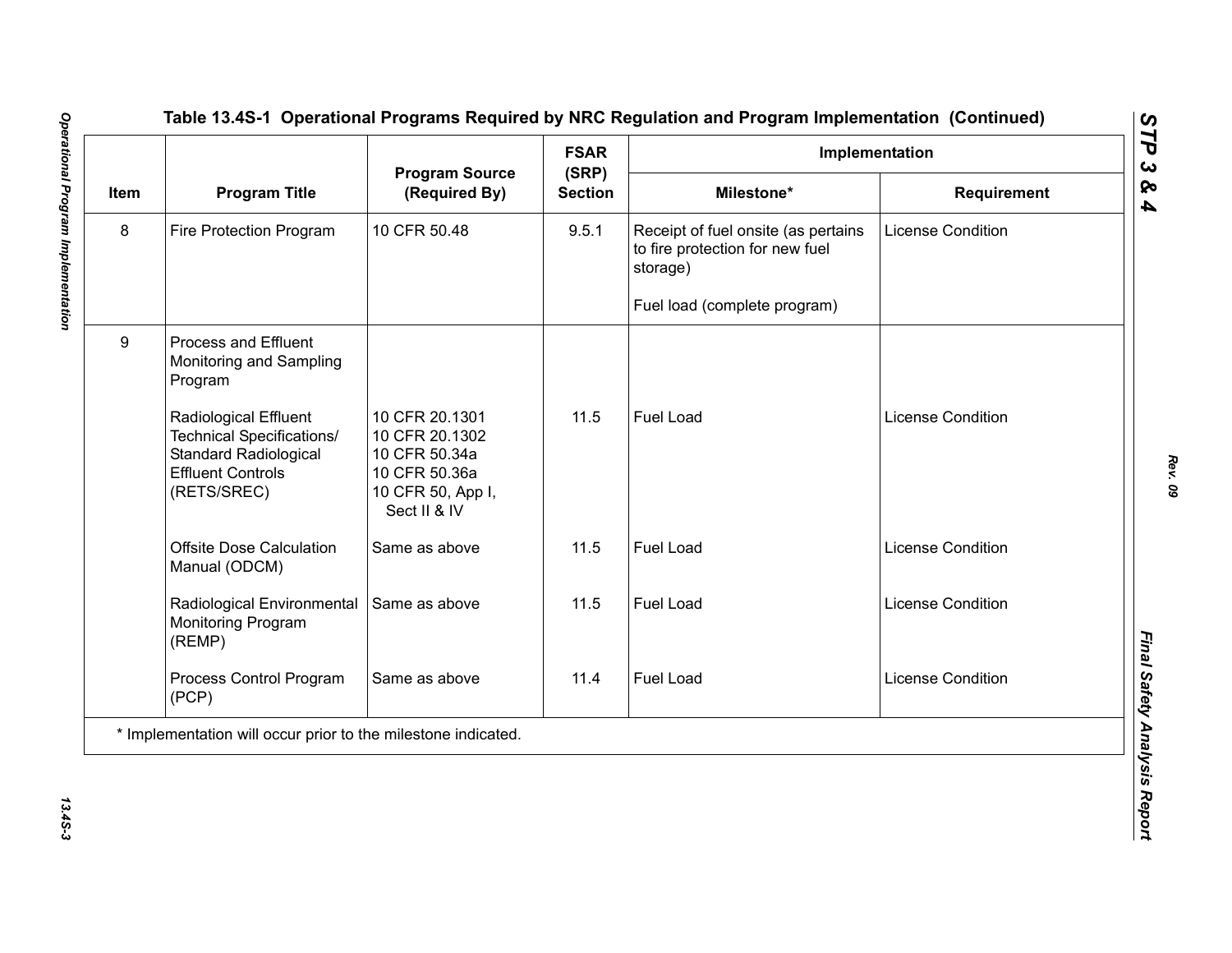## Table 13.4S-1 Operational Programs Required by NRC Regulation and Program Implementation (Continued)

| Item | Program Title | Program Source (Required By) | FSAR (SRP) Section | Implementation | |
|---|---|---|---|---|---|
| | | | | Milestone* | Requirement |
| 8 | Fire Protection Program | 10 CFR 50.48 | 9.5.1 | Receipt of fuel onsite (as pertains to fire protection for new fuel storage)<br><br>Fuel load (complete program) | License Condition |
| 9 | Process and Effluent Monitoring and Sampling Program | | | | |
| | Radiological Effluent Technical Specifications/ Standard Radiological Effluent Controls (RETS/SREC) | 10 CFR 20.1301<br>10 CFR 20.1302<br>10 CFR 50.34a<br>10 CFR 50.36a<br>10 CFR 50, App I, Sect II & IV | 11.5 | Fuel Load | License Condition |
| | Offsite Dose Calculation Manual (ODCM) | Same as above | 11.5 | Fuel Load | License Condition |
| | Radiological Environmental Monitoring Program (REMP) | Same as above | 11.5 | Fuel Load | License Condition |
| | Process Control Program (PCP) | Same as above | 11.4 | Fuel Load | License Condition |

* Implementation will occur prior to the milestone indicated.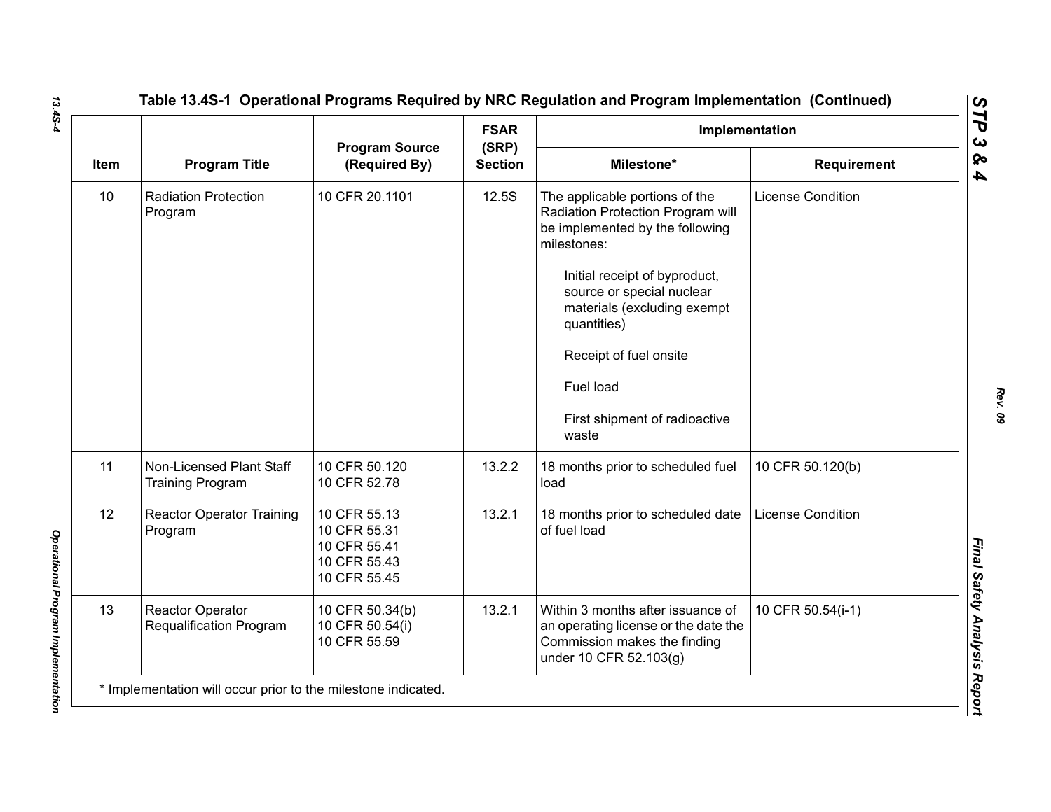# Table 13.4S-1 Operational Programs Required by NRC Regulation and Program Implementation (Continued)

| Item | Program Title | Program Source (Required By) | FSAR (SRP) Section | Implementation | |
|---|---|---|---|---|---|
| | | | | Milestone* | Requirement |
| 10 | Radiation Protection Program | 10 CFR 20.1101 | 12.5S | The applicable portions of the Radiation Protection Program will be implemented by the following milestones:<br><br>Initial receipt of byproduct, source or special nuclear materials (excluding exempt quantities)<br><br>Receipt of fuel onsite<br><br>Fuel load<br><br>First shipment of radioactive waste | License Condition |
| 11 | Non-Licensed Plant Staff Training Program | 10 CFR 50.120<br>10 CFR 52.78 | 13.2.2 | 18 months prior to scheduled fuel load | 10 CFR 50.120(b) |
| 12 | Reactor Operator Training Program | 10 CFR 55.13<br>10 CFR 55.31<br>10 CFR 55.41<br>10 CFR 55.43<br>10 CFR 55.45 | 13.2.1 | 18 months prior to scheduled date of fuel load | License Condition |
| 13 | Reactor Operator Requalification Program | 10 CFR 50.34(b)<br>10 CFR 50.54(i)<br>10 CFR 55.59 | 13.2.1 | Within 3 months after issuance of an operating license or the date the Commission makes the finding under 10 CFR 52.103(g) | 10 CFR 50.54(i-1) |

* Implementation will occur prior to the milestone indicated.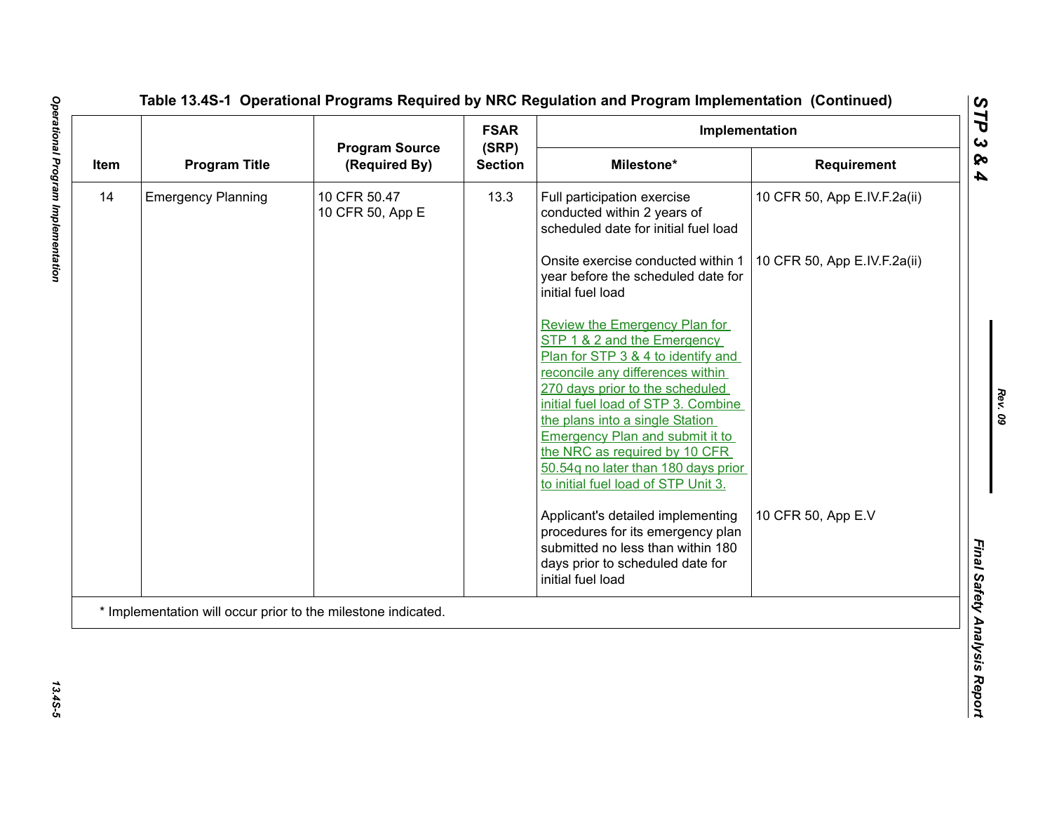## Table 13.4S-1 Operational Programs Required by NRC Regulation and Program Implementation (Continued)

| Item | Program Title | Program Source (Required By) | FSAR (SRP) Section | Implementation | |
|---|---|---|---|---|---|
| | | | | Milestone* | Requirement |
| 14 | Emergency Planning | 10 CFR 50.47<br>10 CFR 50, App E | 13.3 | Full participation exercise conducted within 2 years of scheduled date for initial fuel load | 10 CFR 50, App E.IV.F.2a(ii) |
| | | | | Onsite exercise conducted within 1 year before the scheduled date for initial fuel load | 10 CFR 50, App E.IV.F.2a(ii) |
| | | | | Review the Emergency Plan for STP 1 & 2 and the Emergency Plan for STP 3 & 4 to identify and reconcile any differences within 270 days prior to the scheduled initial fuel load of STP 3. Combine the plans into a single Station Emergency Plan and submit it to the NRC as required by 10 CFR 50.54q no later than 180 days prior to initial fuel load of STP Unit 3. | |
| | | | | Applicant's detailed implementing procedures for its emergency plan submitted no less than within 180 days prior to scheduled date for initial fuel load | 10 CFR 50, App E.V |

* Implementation will occur prior to the milestone indicated.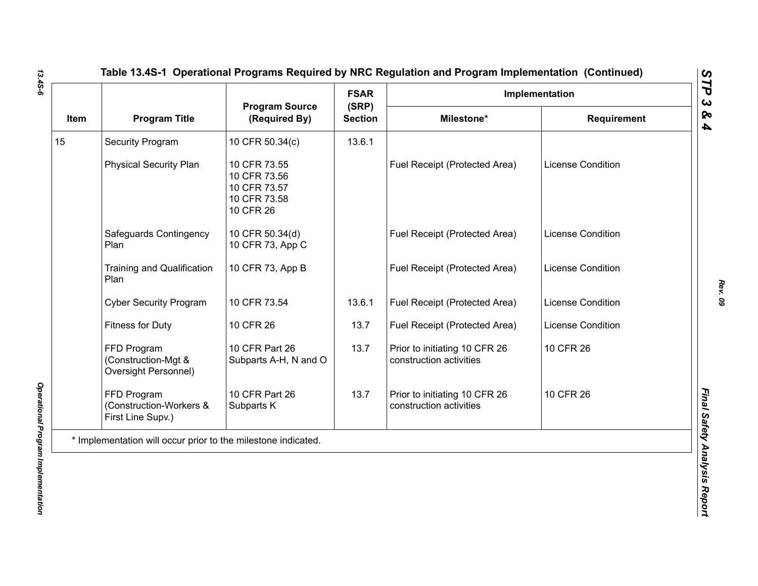# Table 13.4S-1 Operational Programs Required by NRC Regulation and Program Implementation (Continued)

| Item | Program Title | Program Source (Required By) | FSAR (SRP) Section | Implementation | |
|---|---|---|---|---|---|
| | | | | Milestone* | Requirement |
| 15 | Security Program | 10 CFR 50.34(c) | 13.6.1 | | |
| | Physical Security Plan | 10 CFR 73.55<br>10 CFR 73.56<br>10 CFR 73.57<br>10 CFR 73.58<br>10 CFR 26 | | Fuel Receipt (Protected Area) | License Condition |
| | Safeguards Contingency Plan | 10 CFR 50.34(d)<br>10 CFR 73, App C | | Fuel Receipt (Protected Area) | License Condition |
| | Training and Qualification Plan | 10 CFR 73, App B | | Fuel Receipt (Protected Area) | License Condition |
| | Cyber Security Program | 10 CFR 73.54 | 13.6.1 | Fuel Receipt (Protected Area) | License Condition |
| | Fitness for Duty | 10 CFR 26 | 13.7 | Fuel Receipt (Protected Area) | License Condition |
| | FFD Program (Construction-Mgt & Oversight Personnel) | 10 CFR Part 26 Subparts A-H, N and O | 13.7 | Prior to initiating 10 CFR 26 construction activities | 10 CFR 26 |
| | FFD Program (Construction-Workers & First Line Supv.) | 10 CFR Part 26 Subparts K | 13.7 | Prior to initiating 10 CFR 26 construction activities | 10 CFR 26 |

* Implementation will occur prior to the milestone indicated.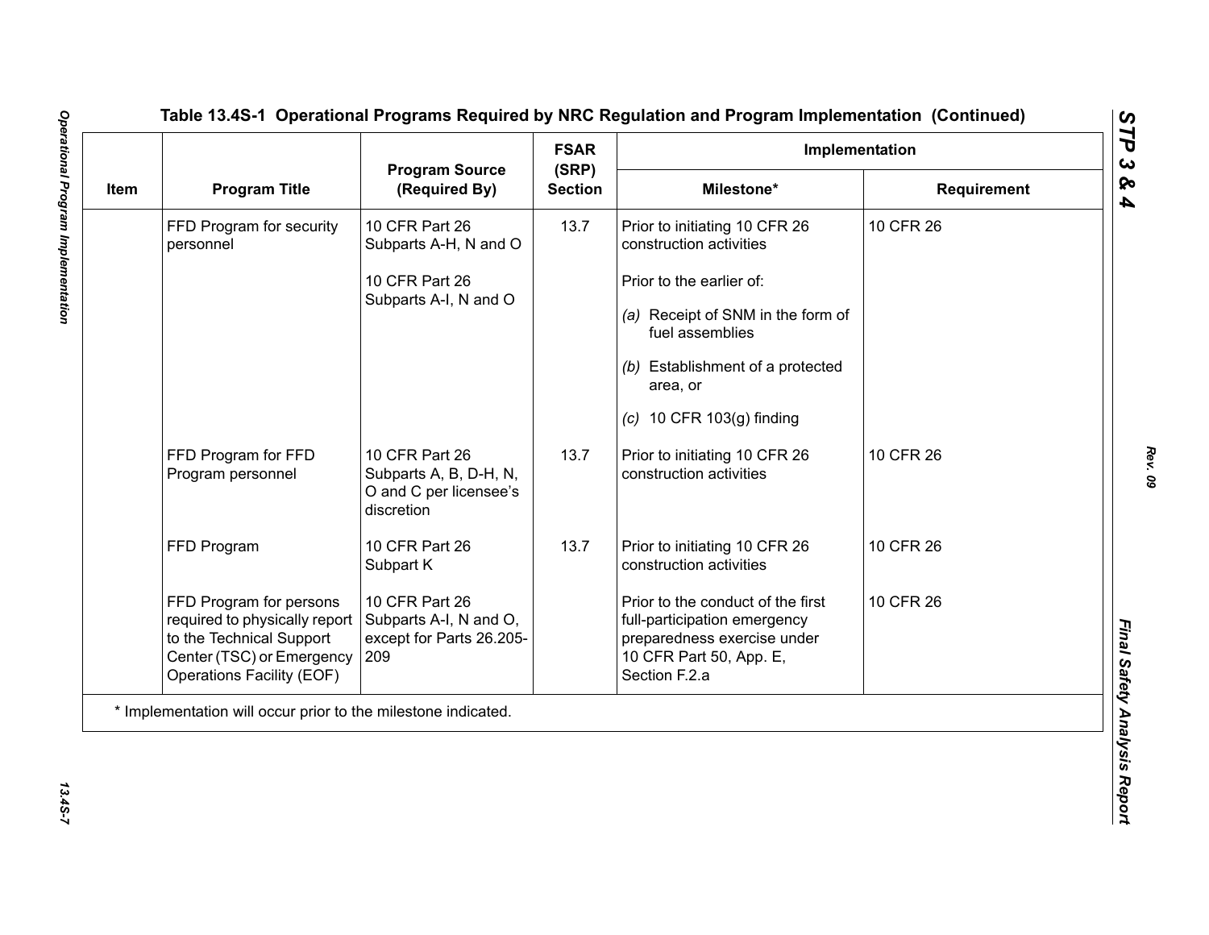## Table 13.4S-1 Operational Programs Required by NRC Regulation and Program Implementation (Continued)

| Item | Program Title | Program Source (Required By) | FSAR (SRP) Section | Implementation | |
|---|---|---|---|---|---|
| | | | | Milestone* | Requirement |
| | FFD Program for security personnel | 10 CFR Part 26 Subparts A-H, N and O | 13.7 | Prior to initiating 10 CFR 26 construction activities | 10 CFR 26 |
| | | 10 CFR Part 26 Subparts A-I, N and O | | Prior to the earlier of: *(a)* Receipt of SNM in the form of fuel assemblies *(b)* Establishment of a protected area, or *(c)* 10 CFR 103(g) finding | |
| | FFD Program for FFD Program personnel | 10 CFR Part 26 Subparts A, B, D-H, N, O and C per licensee's discretion | 13.7 | Prior to initiating 10 CFR 26 construction activities | 10 CFR 26 |
| | FFD Program | 10 CFR Part 26 Subpart K | 13.7 | Prior to initiating 10 CFR 26 construction activities | 10 CFR 26 |
| | FFD Program for persons required to physically report to the Technical Support Center (TSC) or Emergency Operations Facility (EOF) | 10 CFR Part 26 Subparts A-I, N and O, except for Parts 26.205-209 | | Prior to the conduct of the first full-participation emergency preparedness exercise under 10 CFR Part 50, App. E, Section F.2.a | 10 CFR 26 |

\* Implementation will occur prior to the milestone indicated.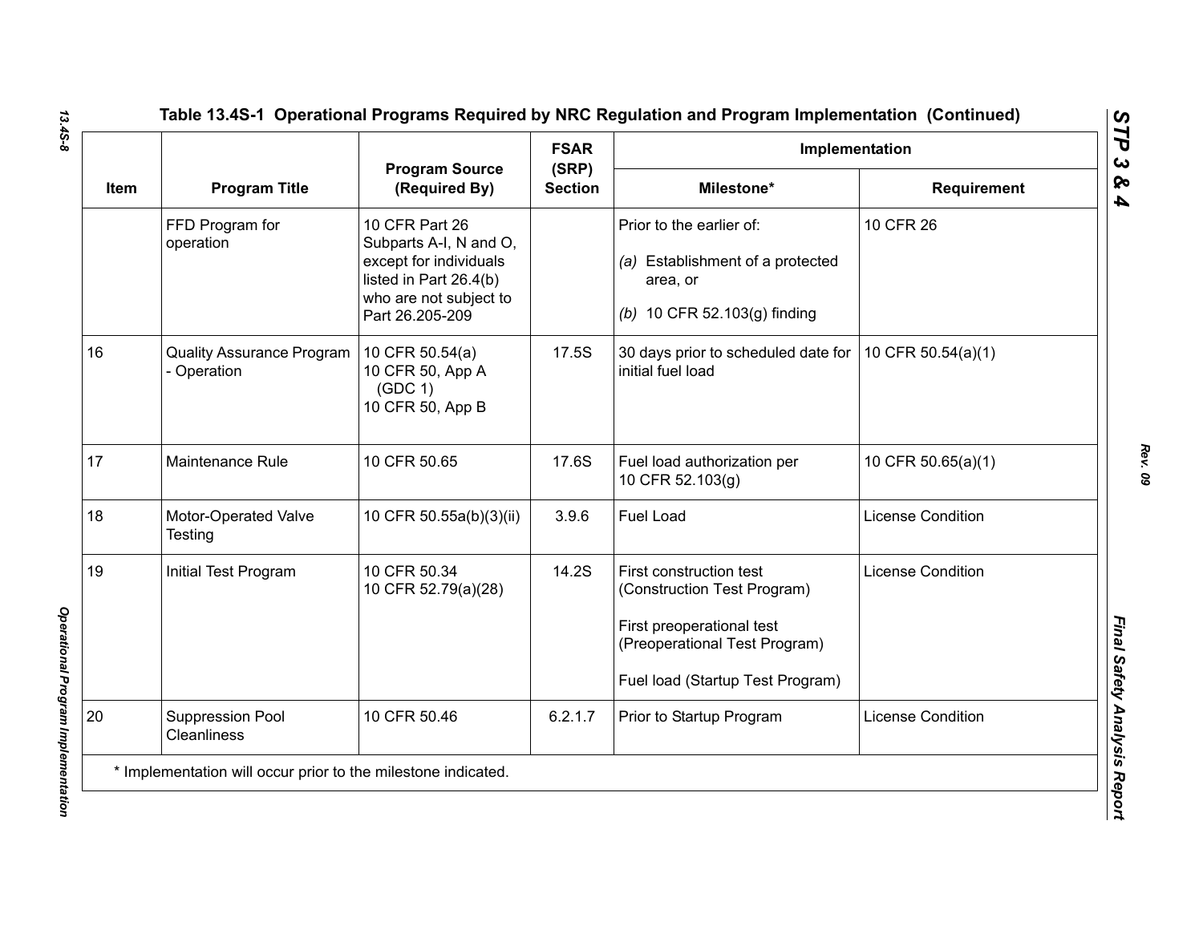## Table 13.4S-1 Operational Programs Required by NRC Regulation and Program Implementation (Continued)

| Item | Program Title | Program Source (Required By) | FSAR (SRP) Section | Implementation | |
|---|---|---|---|---|---|
| | | | | Milestone* | Requirement |
| | FFD Program for operation | 10 CFR Part 26 Subparts A-I, N and O, except for individuals listed in Part 26.4(b) who are not subject to Part 26.205-209 | | Prior to the earlier of:<br>*(a)* Establishment of a protected area, or<br>*(b)* 10 CFR 52.103(g) finding | 10 CFR 26 |
| 16 | Quality Assurance Program - Operation | 10 CFR 50.54(a)<br>10 CFR 50, App A (GDC 1)<br>10 CFR 50, App B | 17.5S | 30 days prior to scheduled date for initial fuel load | 10 CFR 50.54(a)(1) |
| 17 | Maintenance Rule | 10 CFR 50.65 | 17.6S | Fuel load authorization per 10 CFR 52.103(g) | 10 CFR 50.65(a)(1) |
| 18 | Motor-Operated Valve Testing | 10 CFR 50.55a(b)(3)(ii) | 3.9.6 | Fuel Load | License Condition |
| 19 | Initial Test Program | 10 CFR 50.34<br>10 CFR 52.79(a)(28) | 14.2S | First construction test (Construction Test Program)<br>First preoperational test (Preoperational Test Program)<br>Fuel load (Startup Test Program) | License Condition |
| 20 | Suppression Pool Cleanliness | 10 CFR 50.46 | 6.2.1.7 | Prior to Startup Program | License Condition |

\* Implementation will occur prior to the milestone indicated.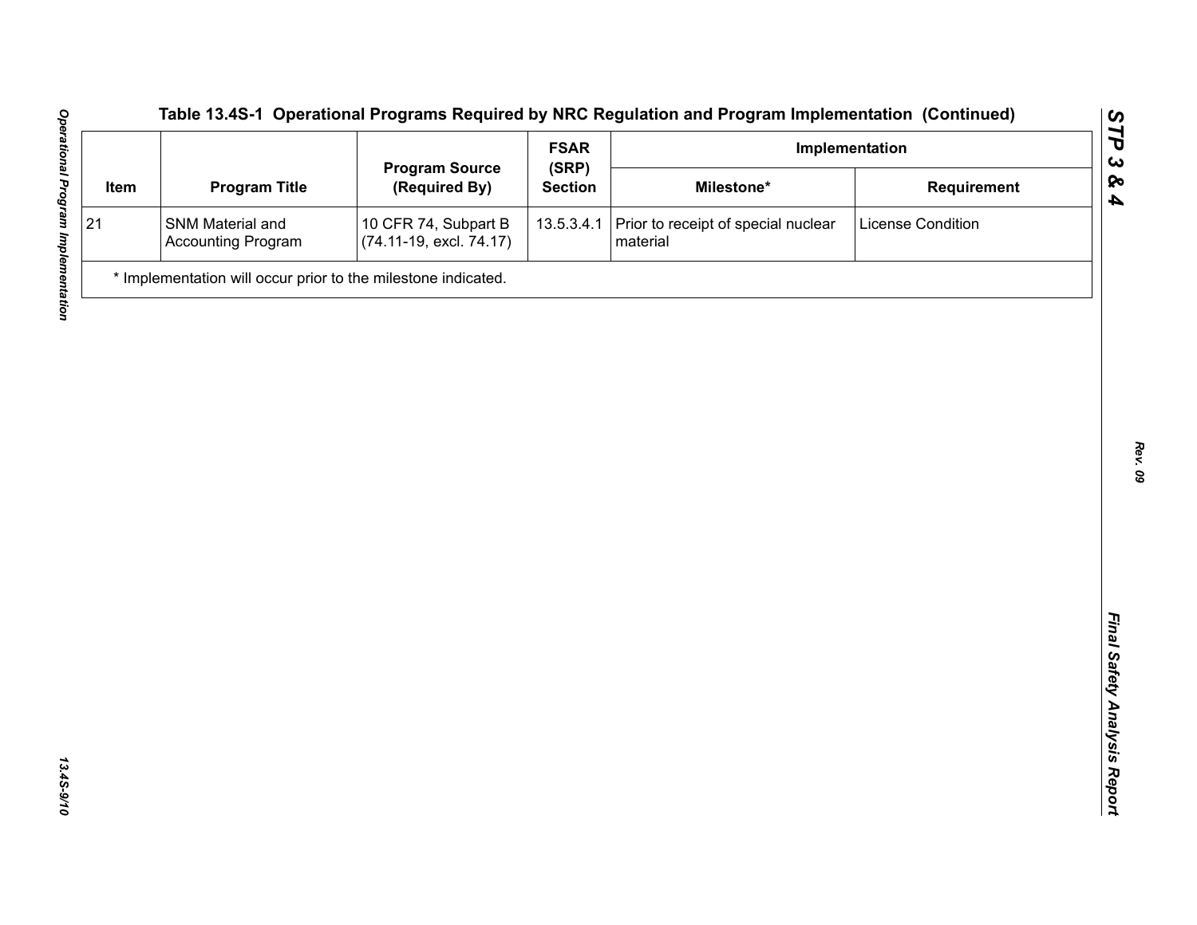## Table 13.4S-1 Operational Programs Required by NRC Regulation and Program Implementation (Continued)

| Item | Program Title | Program Source (Required By) | FSAR (SRP) Section | Implementation | |
|---|---|---|---|---|---|
| | | | | Milestone* | Requirement |
| 21 | SNM Material and Accounting Program | 10 CFR 74, Subpart B (74.11-19, excl. 74.17) | 13.5.3.4.1 | Prior to receipt of special nuclear material | License Condition |

* Implementation will occur prior to the milestone indicated.